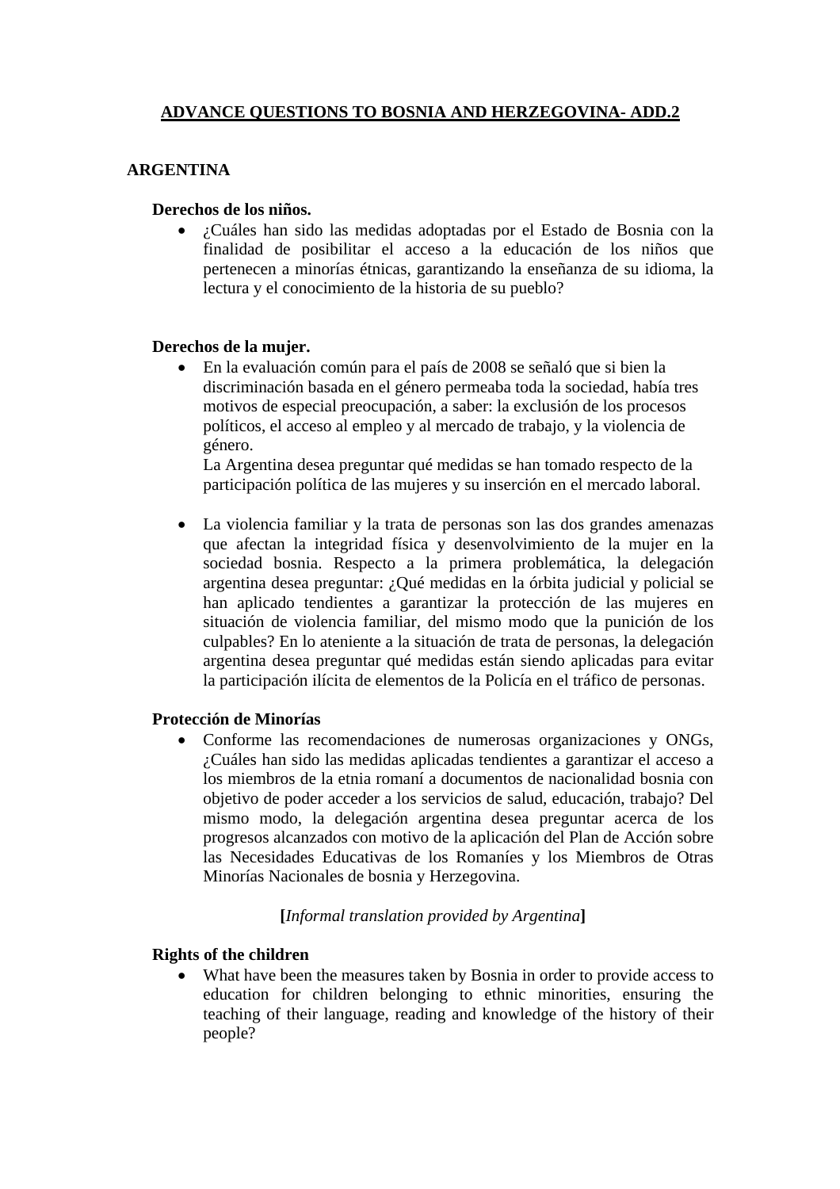# ADVANCE QUESTIONS TO BOSNIA AND HERZEGOVINA- ADD.2

## ARGENTINA

### Derechos de los niños.

- ¿Cuáles han sido las medidas adoptadas por el Estado de Bosnia con la finalidad de posibilitar el acceso a la educación de los niños que pertenecen a minorías étnicas, garantizando la enseñanza de su idioma, la lectura y el conocimiento de la historia de su pueblo?

### Derechos de la mujer.

- En la evaluación común para el país de 2008 se señaló que si bien la discriminación basada en el género permeaba toda la sociedad, había tres motivos de especial preocupación, a saber: la exclusión de los procesos políticos, el acceso al empleo y al mercado de trabajo, y la violencia de género.
  La Argentina desea preguntar qué medidas se han tomado respecto de la participación política de las mujeres y su inserción en el mercado laboral.

- La violencia familiar y la trata de personas son las dos grandes amenazas que afectan la integridad física y desenvolvimiento de la mujer en la sociedad bosnia. Respecto a la primera problemática, la delegación argentina desea preguntar: ¿Qué medidas en la órbita judicial y policial se han aplicado tendientes a garantizar la protección de las mujeres en situación de violencia familiar, del mismo modo que la punición de los culpables? En lo ateniente a la situación de trata de personas, la delegación argentina desea preguntar qué medidas están siendo aplicadas para evitar la participación ilícita de elementos de la Policía en el tráfico de personas.

### Protección de Minorías

- Conforme las recomendaciones de numerosas organizaciones y ONGs, ¿Cuáles han sido las medidas aplicadas tendientes a garantizar el acceso a los miembros de la etnia romaní a documentos de nacionalidad bosnia con objetivo de poder acceder a los servicios de salud, educación, trabajo? Del mismo modo, la delegación argentina desea preguntar acerca de los progresos alcanzados con motivo de la aplicación del Plan de Acción sobre las Necesidades Educativas de los Romaníes y los Miembros de Otras Minorías Nacionales de bosnia y Herzegovina.

**[***Informal translation provided by Argentina***]**

### Rights of the children

- What have been the measures taken by Bosnia in order to provide access to education for children belonging to ethnic minorities, ensuring the teaching of their language, reading and knowledge of the history of their people?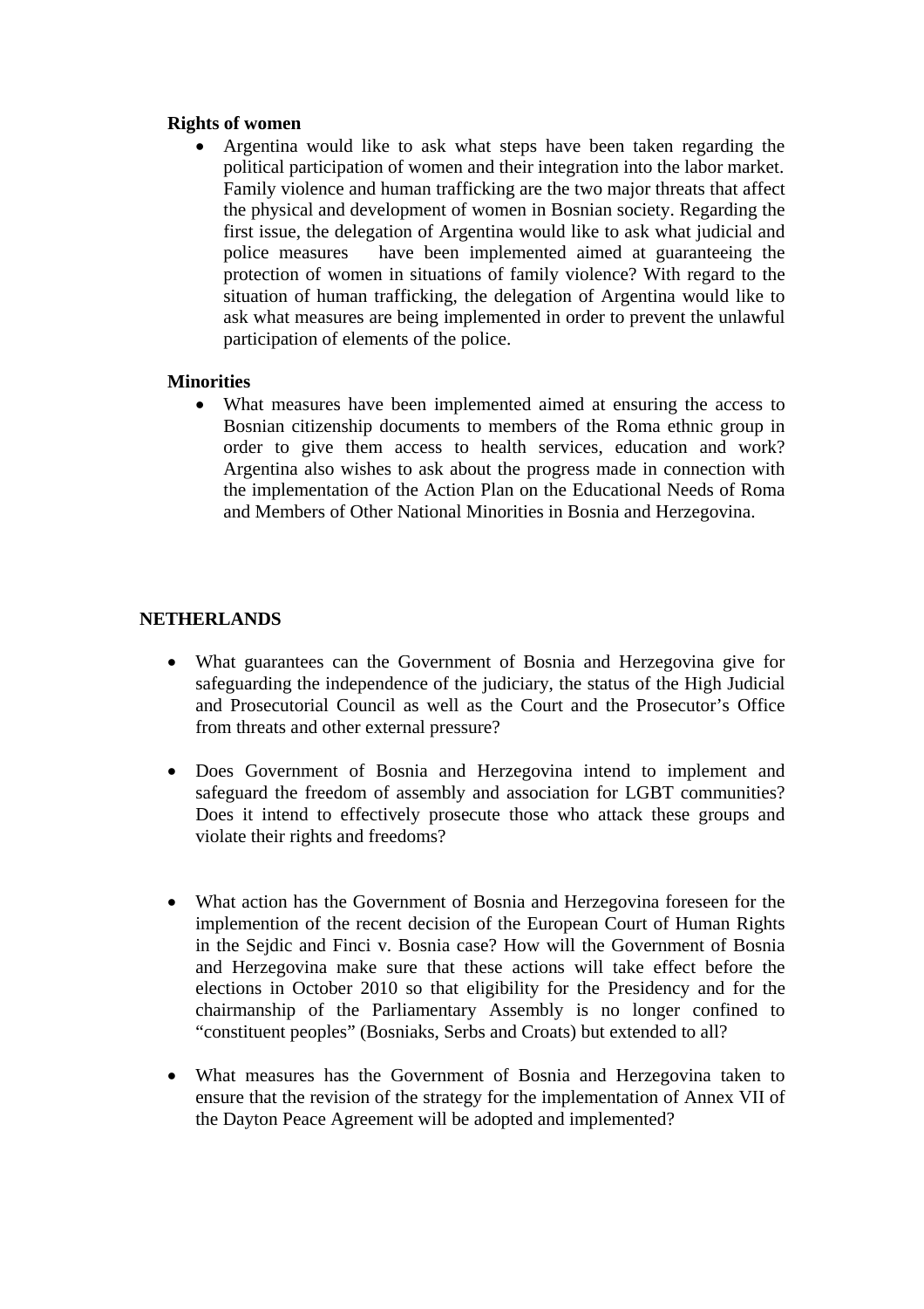**Rights of women**

- Argentina would like to ask what steps have been taken regarding the political participation of women and their integration into the labor market. Family violence and human trafficking are the two major threats that affect the physical and development of women in Bosnian society. Regarding the first issue, the delegation of Argentina would like to ask what judicial and police measures have been implemented aimed at guaranteeing the protection of women in situations of family violence? With regard to the situation of human trafficking, the delegation of Argentina would like to ask what measures are being implemented in order to prevent the unlawful participation of elements of the police.

**Minorities**

- What measures have been implemented aimed at ensuring the access to Bosnian citizenship documents to members of the Roma ethnic group in order to give them access to health services, education and work? Argentina also wishes to ask about the progress made in connection with the implementation of the Action Plan on the Educational Needs of Roma and Members of Other National Minorities in Bosnia and Herzegovina.

**NETHERLANDS**

- What guarantees can the Government of Bosnia and Herzegovina give for safeguarding the independence of the judiciary, the status of the High Judicial and Prosecutorial Council as well as the Court and the Prosecutor's Office from threats and other external pressure?

- Does Government of Bosnia and Herzegovina intend to implement and safeguard the freedom of assembly and association for LGBT communities? Does it intend to effectively prosecute those who attack these groups and violate their rights and freedoms?

- What action has the Government of Bosnia and Herzegovina foreseen for the implemention of the recent decision of the European Court of Human Rights in the Sejdic and Finci v. Bosnia case? How will the Government of Bosnia and Herzegovina make sure that these actions will take effect before the elections in October 2010 so that eligibility for the Presidency and for the chairmanship of the Parliamentary Assembly is no longer confined to "constituent peoples" (Bosniaks, Serbs and Croats) but extended to all?

- What measures has the Government of Bosnia and Herzegovina taken to ensure that the revision of the strategy for the implementation of Annex VII of the Dayton Peace Agreement will be adopted and implemented?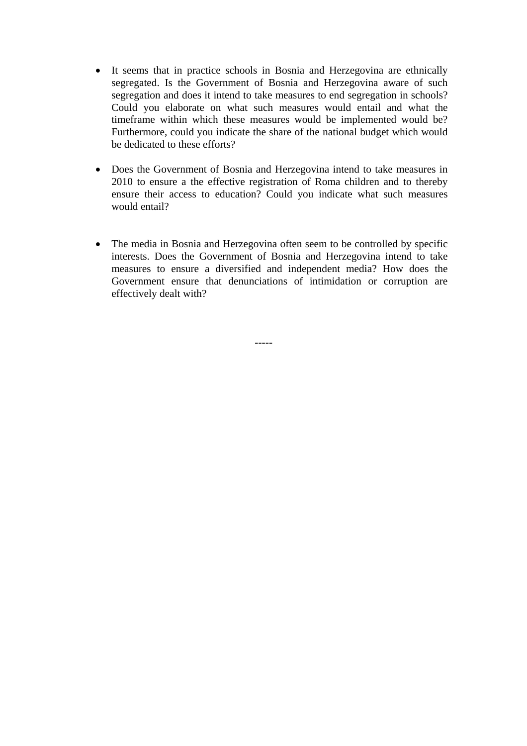- It seems that in practice schools in Bosnia and Herzegovina are ethnically segregated. Is the Government of Bosnia and Herzegovina aware of such segregation and does it intend to take measures to end segregation in schools? Could you elaborate on what such measures would entail and what the timeframe within which these measures would be implemented would be? Furthermore, could you indicate the share of the national budget which would be dedicated to these efforts?

- Does the Government of Bosnia and Herzegovina intend to take measures in 2010 to ensure a the effective registration of Roma children and to thereby ensure their access to education? Could you indicate what such measures would entail?

- The media in Bosnia and Herzegovina often seem to be controlled by specific interests. Does the Government of Bosnia and Herzegovina intend to take measures to ensure a diversified and independent media? How does the Government ensure that denunciations of intimidation or corruption are effectively dealt with?

-----